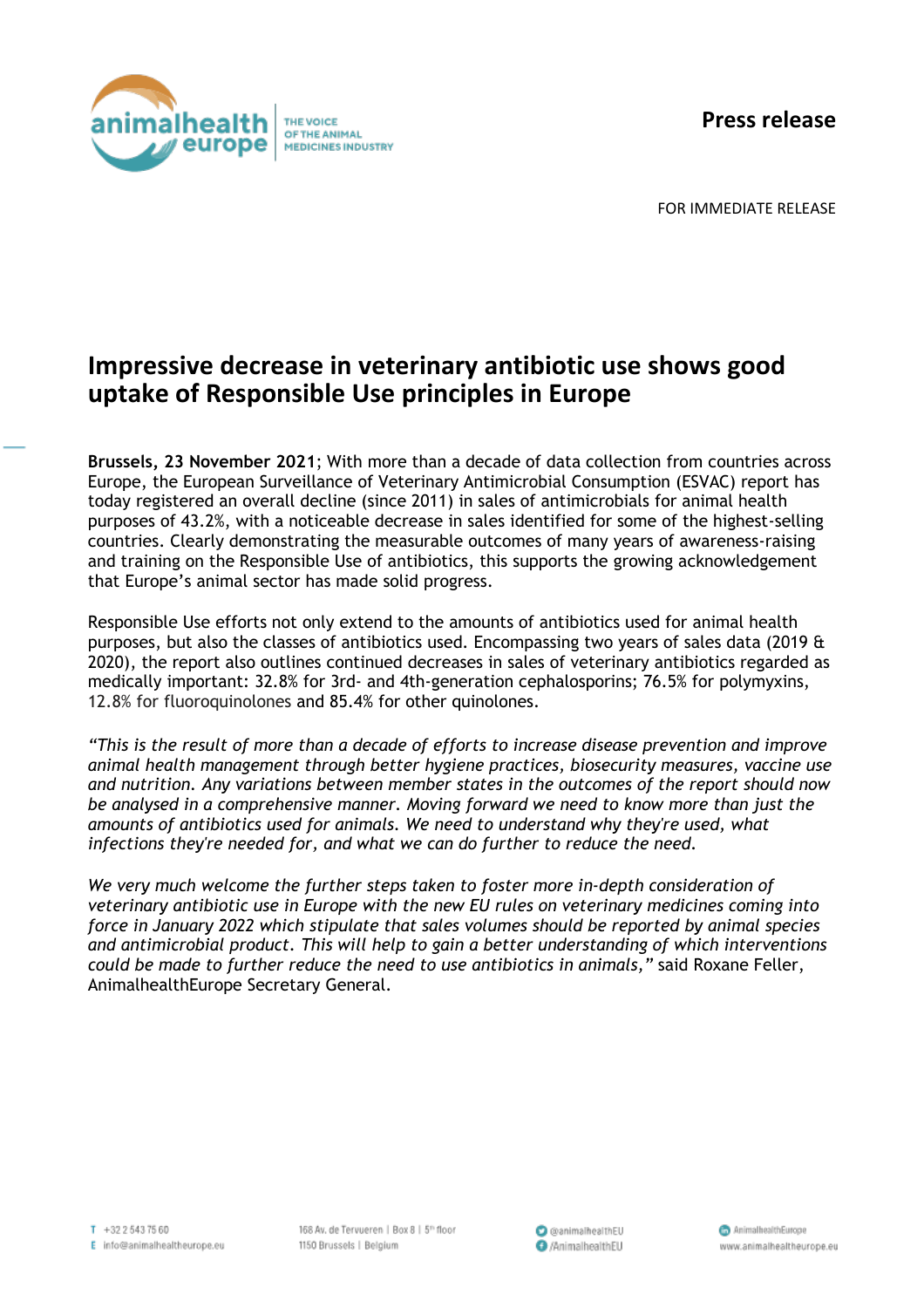**Press release**

FOR IMMEDIATE RELEASE

# Impressive decrease in veterinary antibiotic use shows good uptake of Responsible Use principles in Europe

**Brussels, 23 November 2021**; With more than a decade of data collection from countries across Europe, the European Surveillance of Veterinary Antimicrobial Consumption (ESVAC) report has today registered an overall decline (since 2011) in sales of antimicrobials for animal health purposes of 43.2%, with a noticeable decrease in sales identified for some of the highest-selling countries. Clearly demonstrating the measurable outcomes of many years of awareness-raising and training on the Responsible Use of antibiotics, this supports the growing acknowledgement that Europe's animal sector has made solid progress.

Responsible Use efforts not only extend to the amounts of antibiotics used for animal health purposes, but also the classes of antibiotics used. Encompassing two years of sales data (2019 & 2020), the report also outlines continued decreases in sales of veterinary antibiotics regarded as medically important: 32.8% for 3rd- and 4th-generation cephalosporins; 76.5% for polymyxins, 12.8% for fluoroquinolones and 85.4% for other quinolones.

*"This is the result of more than a decade of efforts to increase disease prevention and improve animal health management through better hygiene practices, biosecurity measures, vaccine use and nutrition. Any variations between member states in the outcomes of the report should now be analysed in a comprehensive manner. Moving forward we need to know more than just the amounts of antibiotics used for animals. We need to understand why they're used, what infections they're needed for, and what we can do further to reduce the need.*

*We very much welcome the further steps taken to foster more in-depth consideration of veterinary antibiotic use in Europe with the new EU rules on veterinary medicines coming into force in January 2022 which stipulate that sales volumes should be reported by animal species and antimicrobial product. This will help to gain a better understanding of which interventions could be made to further reduce the need to use antibiotics in animals,"* said Roxane Feller, AnimalhealthEurope Secretary General.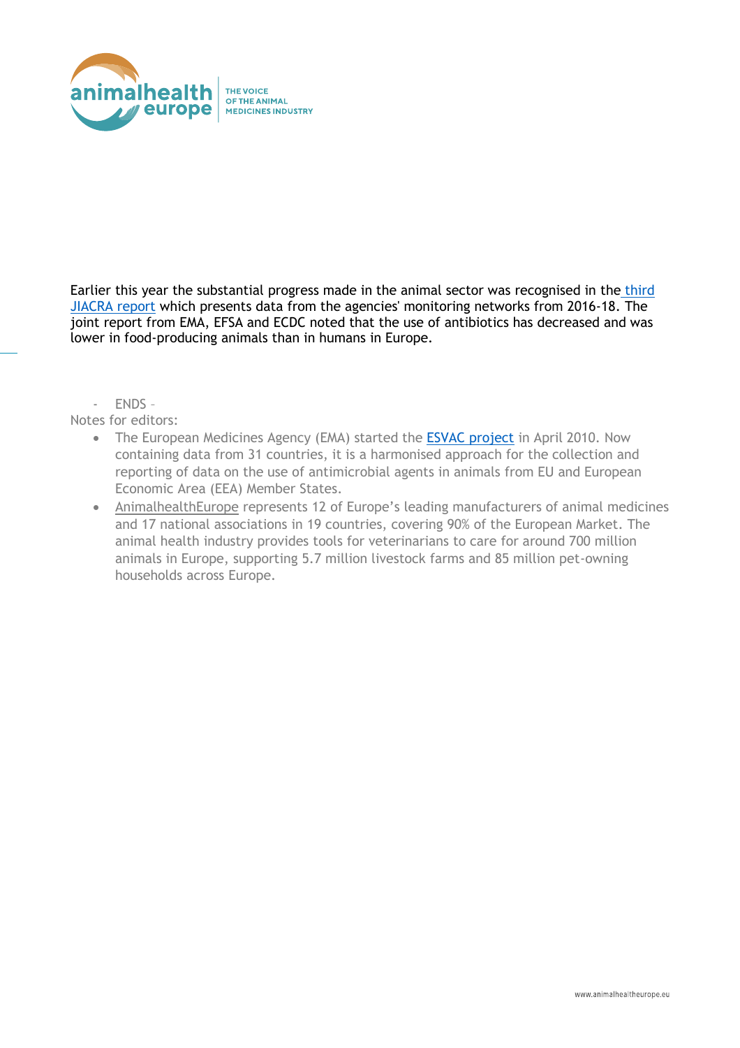Earlier this year the substantial progress made in the animal sector was recognised in the third JIACRA report which presents data from the agencies' monitoring networks from 2016-18. The joint report from EMA, EFSA and ECDC noted that the use of antibiotics has decreased and was lower in food-producing animals than in humans in Europe.

- ENDS –

Notes for editors:

- The European Medicines Agency (EMA) started the ESVAC project in April 2010. Now containing data from 31 countries, it is a harmonised approach for the collection and reporting of data on the use of antimicrobial agents in animals from EU and European Economic Area (EEA) Member States.
- AnimalhealthEurope represents 12 of Europe's leading manufacturers of animal medicines and 17 national associations in 19 countries, covering 90% of the European Market. The animal health industry provides tools for veterinarians to care for around 700 million animals in Europe, supporting 5.7 million livestock farms and 85 million pet-owning households across Europe.